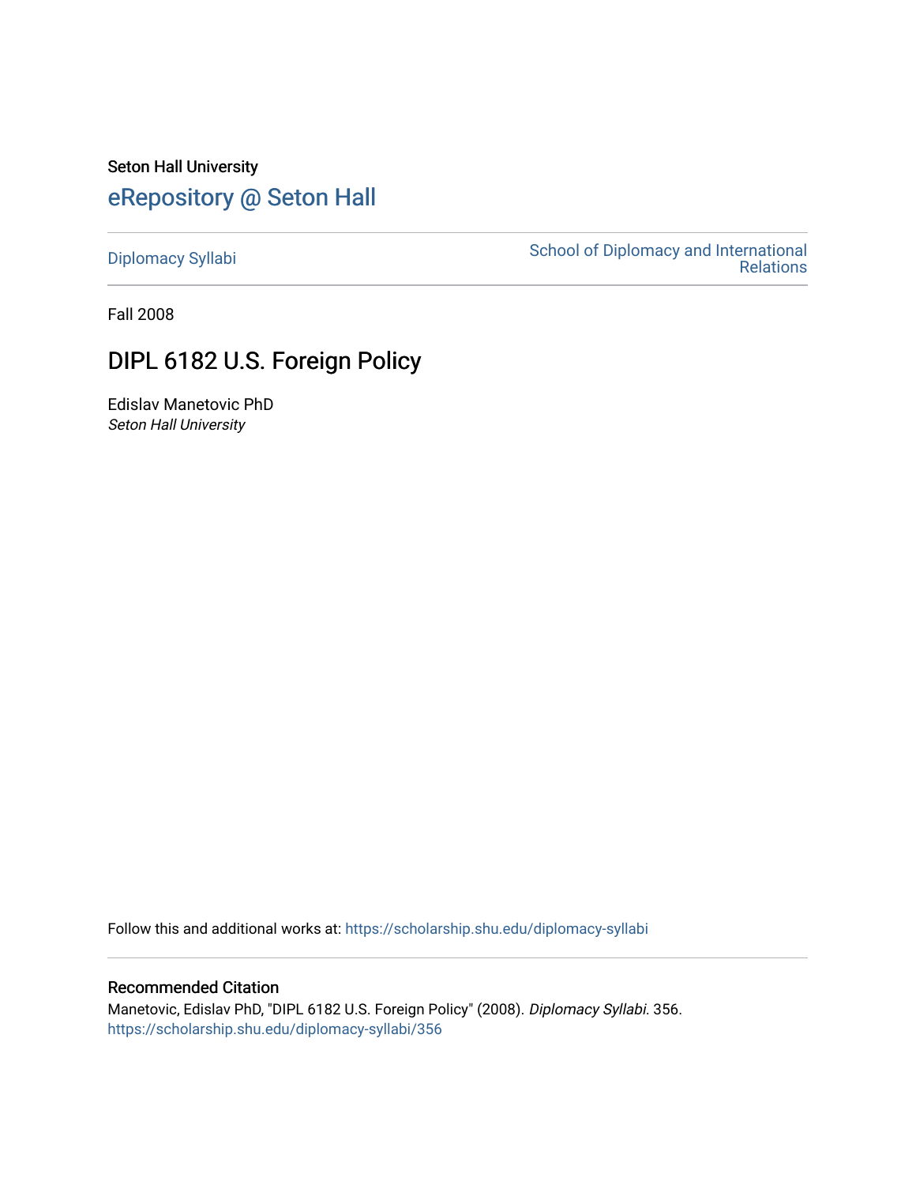Seton Hall University

# eRepository @ Seton Hall

Diplomacy Syllabi

School of Diplomacy and International Relations

Fall 2008

## DIPL 6182 U.S. Foreign Policy

Edislav Manetovic PhD
*Seton Hall University*

Follow this and additional works at: https://scholarship.shu.edu/diplomacy-syllabi

### Recommended Citation

Manetovic, Edislav PhD, "DIPL 6182 U.S. Foreign Policy" (2008). *Diplomacy Syllabi*. 356.
https://scholarship.shu.edu/diplomacy-syllabi/356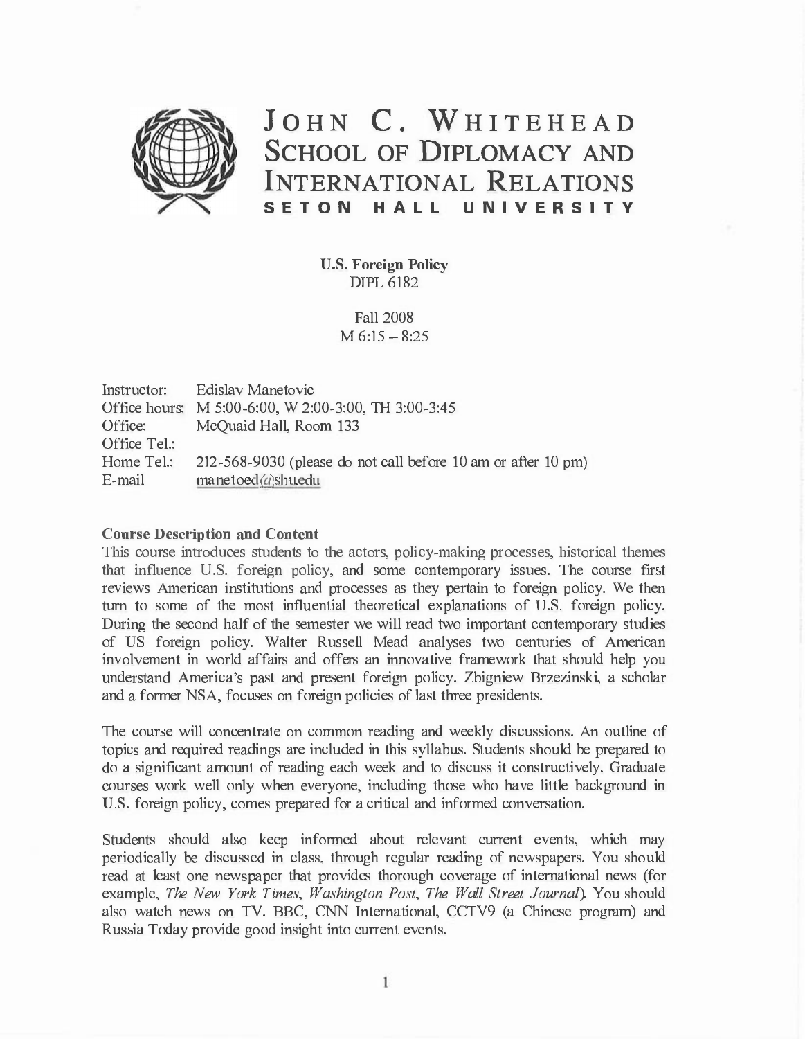# John C. Whitehead School of Diplomacy and International Relations
**SETON HALL UNIVERSITY**

**U.S. Foreign Policy**
DIPL 6182

Fall 2008
M 6:15 – 8:25

| | |
|---|---|
| Instructor: | Edislav Manetovic |
| Office hours: | M 5:00-6:00, W 2:00-3:00, TH 3:00-3:45 |
| Office: | McQuaid Hall, Room 133 |
| Office Tel.: | |
| Home Tel.: | 212-568-9030 (please do not call before 10 am or after 10 pm) |
| E-mail | manetoed@shu.edu |

**Course Description and Content**

This course introduces students to the actors, policy-making processes, historical themes that influence U.S. foreign policy, and some contemporary issues. The course first reviews American institutions and processes as they pertain to foreign policy. We then turn to some of the most influential theoretical explanations of U.S. foreign policy. During the second half of the semester we will read two important contemporary studies of US foreign policy. Walter Russell Mead analyses two centuries of American involvement in world affairs and offers an innovative framework that should help you understand America's past and present foreign policy. Zbigniew Brzezinski, a scholar and a former NSA, focuses on foreign policies of last three presidents.

The course will concentrate on common reading and weekly discussions. An outline of topics and required readings are included in this syllabus. Students should be prepared to do a significant amount of reading each week and to discuss it constructively. Graduate courses work well only when everyone, including those who have little background in U.S. foreign policy, comes prepared for a critical and informed conversation.

Students should also keep informed about relevant current events, which may periodically be discussed in class, through regular reading of newspapers. You should read at least one newspaper that provides thorough coverage of international news (for example, *The New York Times*, *Washington Post*, *The Wall Street Journal*). You should also watch news on TV. BBC, CNN International, CCTV9 (a Chinese program) and Russia Today provide good insight into current events.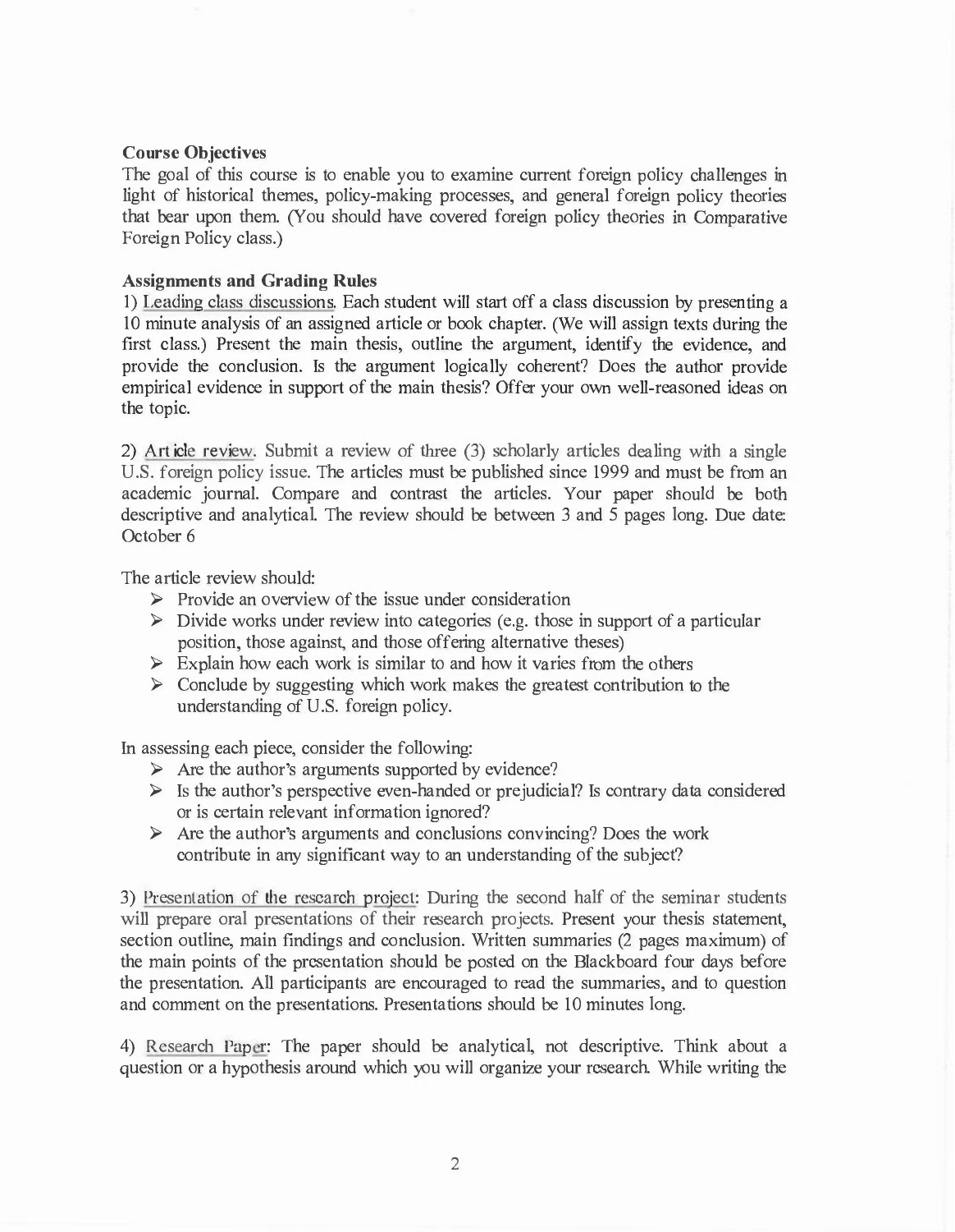**Course Objectives**

The goal of this course is to enable you to examine current foreign policy challenges in light of historical themes, policy-making processes, and general foreign policy theories that bear upon them. (You should have covered foreign policy theories in Comparative Foreign Policy class.)

**Assignments and Grading Rules**

1) Leading class discussions. Each student will start off a class discussion by presenting a 10 minute analysis of an assigned article or book chapter. (We will assign texts during the first class.) Present the main thesis, outline the argument, identify the evidence, and provide the conclusion. Is the argument logically coherent? Does the author provide empirical evidence in support of the main thesis? Offer your own well-reasoned ideas on the topic.

2) Article review. Submit a review of three (3) scholarly articles dealing with a single U.S. foreign policy issue. The articles must be published since 1999 and must be from an academic journal. Compare and contrast the articles. Your paper should be both descriptive and analytical. The review should be between 3 and 5 pages long. Due date: October 6

The article review should:

- Provide an overview of the issue under consideration
- Divide works under review into categories (e.g. those in support of a particular position, those against, and those offering alternative theses)
- Explain how each work is similar to and how it varies from the others
- Conclude by suggesting which work makes the greatest contribution to the understanding of U.S. foreign policy.

In assessing each piece, consider the following:

- Are the author's arguments supported by evidence?
- Is the author's perspective even-handed or prejudicial? Is contrary data considered or is certain relevant information ignored?
- Are the author's arguments and conclusions convincing? Does the work contribute in any significant way to an understanding of the subject?

3) Presentation of the research project: During the second half of the seminar students will prepare oral presentations of their research projects. Present your thesis statement, section outline, main findings and conclusion. Written summaries (2 pages maximum) of the main points of the presentation should be posted on the Blackboard four days before the presentation. All participants are encouraged to read the summaries, and to question and comment on the presentations. Presentations should be 10 minutes long.

4) Research Paper: The paper should be analytical, not descriptive. Think about a question or a hypothesis around which you will organize your research. While writing the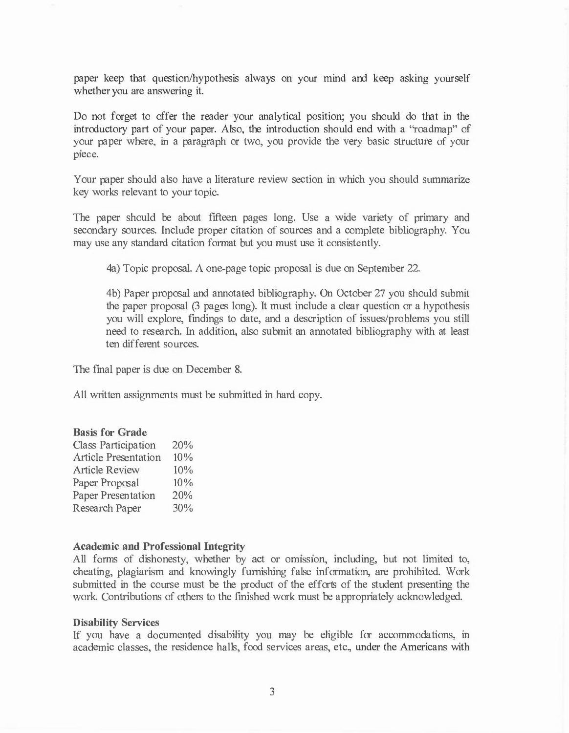paper keep that question/hypothesis always on your mind and keep asking yourself whether you are answering it.

Do not forget to offer the reader your analytical position; you should do that in the introductory part of your paper. Also, the introduction should end with a "roadmap" of your paper where, in a paragraph or two, you provide the very basic structure of your piece.

Your paper should also have a literature review section in which you should summarize key works relevant to your topic.

The paper should be about fifteen pages long. Use a wide variety of primary and secondary sources. Include proper citation of sources and a complete bibliography. You may use any standard citation format but you must use it consistently.

> 4a) Topic proposal. A one-page topic proposal is due on September 22.
>
> 4b) Paper proposal and annotated bibliography. On October 27 you should submit the paper proposal (3 pages long). It must include a clear question or a hypothesis you will explore, findings to date, and a description of issues/problems you still need to research. In addition, also submit an annotated bibliography with at least ten different sources.

The final paper is due on December 8.

All written assignments must be submitted in hard copy.

**Basis for Grade**

| | |
|---|---|
| Class Participation | 20% |
| Article Presentation | 10% |
| Article Review | 10% |
| Paper Proposal | 10% |
| Paper Presentation | 20% |
| Research Paper | 30% |

**Academic and Professional Integrity**
All forms of dishonesty, whether by act or omission, including, but not limited to, cheating, plagiarism and knowingly furnishing false information, are prohibited. Work submitted in the course must be the product of the efforts of the student presenting the work. Contributions of others to the finished work must be appropriately acknowledged.

**Disability Services**
If you have a documented disability you may be eligible for accommodations, in academic classes, the residence halls, food services areas, etc., under the Americans with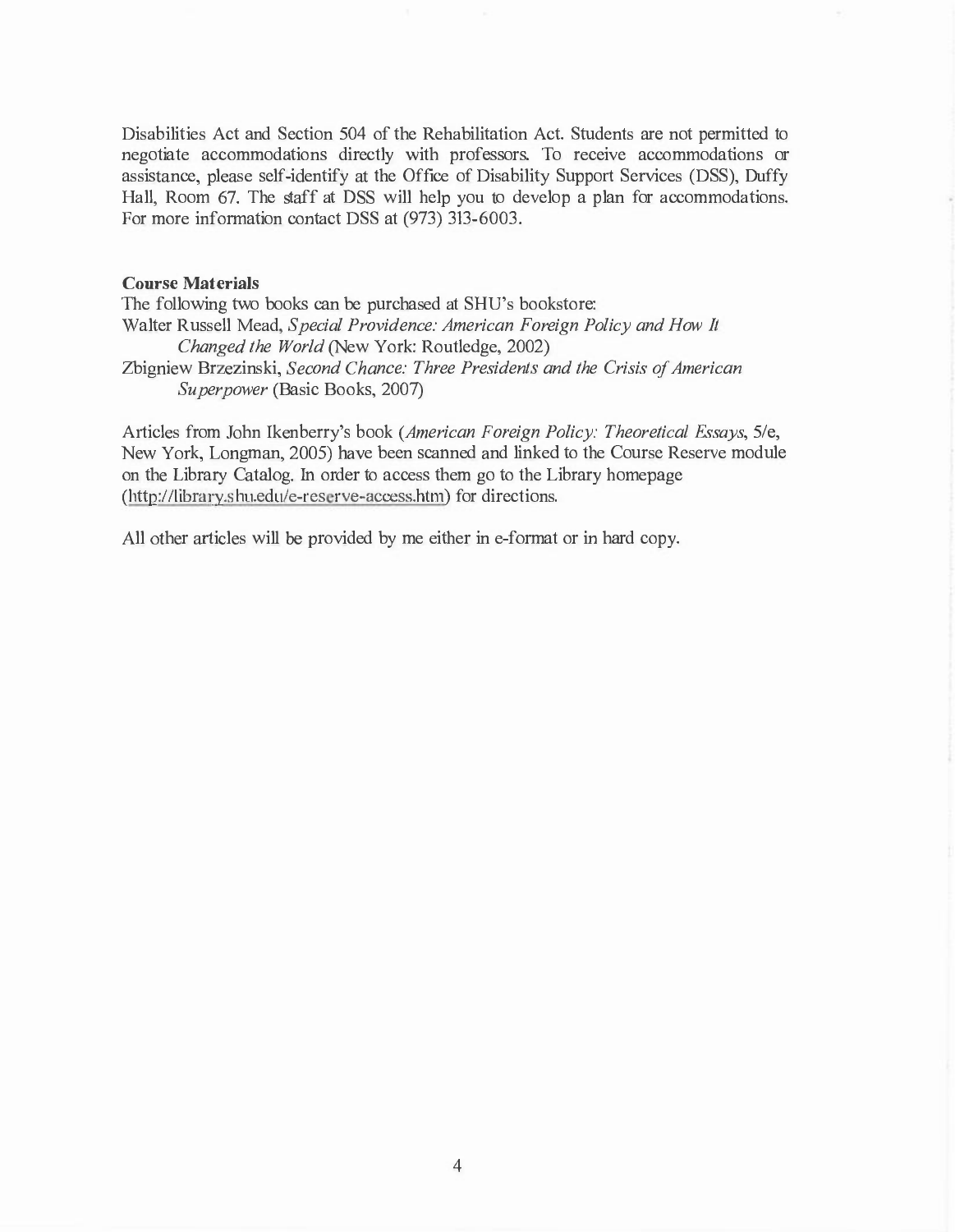Disabilities Act and Section 504 of the Rehabilitation Act. Students are not permitted to negotiate accommodations directly with professors. To receive accommodations or assistance, please self-identify at the Office of Disability Support Services (DSS), Duffy Hall, Room 67. The staff at DSS will help you to develop a plan for accommodations. For more information contact DSS at (973) 313-6003.

**Course Materials**

The following two books can be purchased at SHU's bookstore:

Walter Russell Mead, *Special Providence: American Foreign Policy and How It Changed the World* (New York: Routledge, 2002)

Zbigniew Brzezinski, *Second Chance: Three Presidents and the Crisis of American Superpower* (Basic Books, 2007)

Articles from John Ikenberry's book (*American Foreign Policy: Theoretical Essays*, 5/e, New York, Longman, 2005) have been scanned and linked to the Course Reserve module on the Library Catalog. In order to access them go to the Library homepage (http://library.shu.edu/e-reserve-access.htm) for directions.

All other articles will be provided by me either in e-format or in hard copy.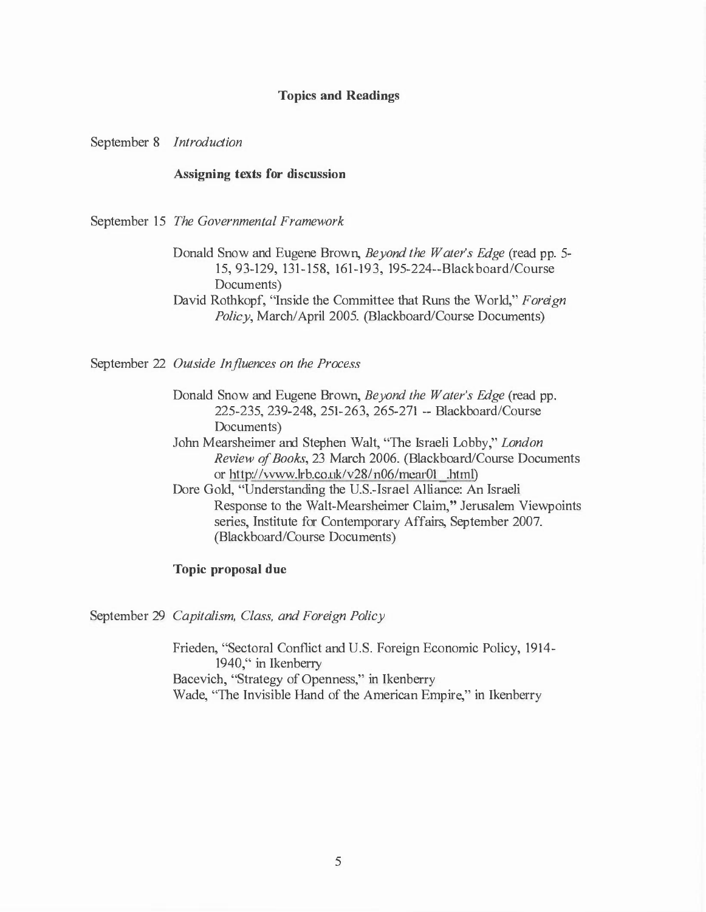## Topics and Readings

September 8 *Introduction*

**Assigning texts for discussion**

September 15 *The Governmental Framework*

Donald Snow and Eugene Brown, *Beyond the Water's Edge* (read pp. 5-15, 93-129, 131-158, 161-193, 195-224--Blackboard/Course Documents)

David Rothkopf, "Inside the Committee that Runs the World," *Foreign Policy*, March/April 2005. (Blackboard/Course Documents)

September 22 *Outside Influences on the Process*

Donald Snow and Eugene Brown, *Beyond the Water's Edge* (read pp. 225-235, 239-248, 251-263, 265-271 -- Blackboard/Course Documents)

John Mearsheimer and Stephen Walt, "The Israeli Lobby," *London Review of Books*, 23 March 2006. (Blackboard/Course Documents or http://www.lrb.co.uk/v28/n06/mear01_.html)

Dore Gold, "Understanding the U.S.-Israel Alliance: An Israeli Response to the Walt-Mearsheimer Claim," Jerusalem Viewpoints series, Institute for Contemporary Affairs, September 2007. (Blackboard/Course Documents)

**Topic proposal due**

September 29 *Capitalism, Class, and Foreign Policy*

Frieden, "Sectoral Conflict and U.S. Foreign Economic Policy, 1914-1940," in Ikenberry

Bacevich, "Strategy of Openness," in Ikenberry

Wade, "The Invisible Hand of the American Empire," in Ikenberry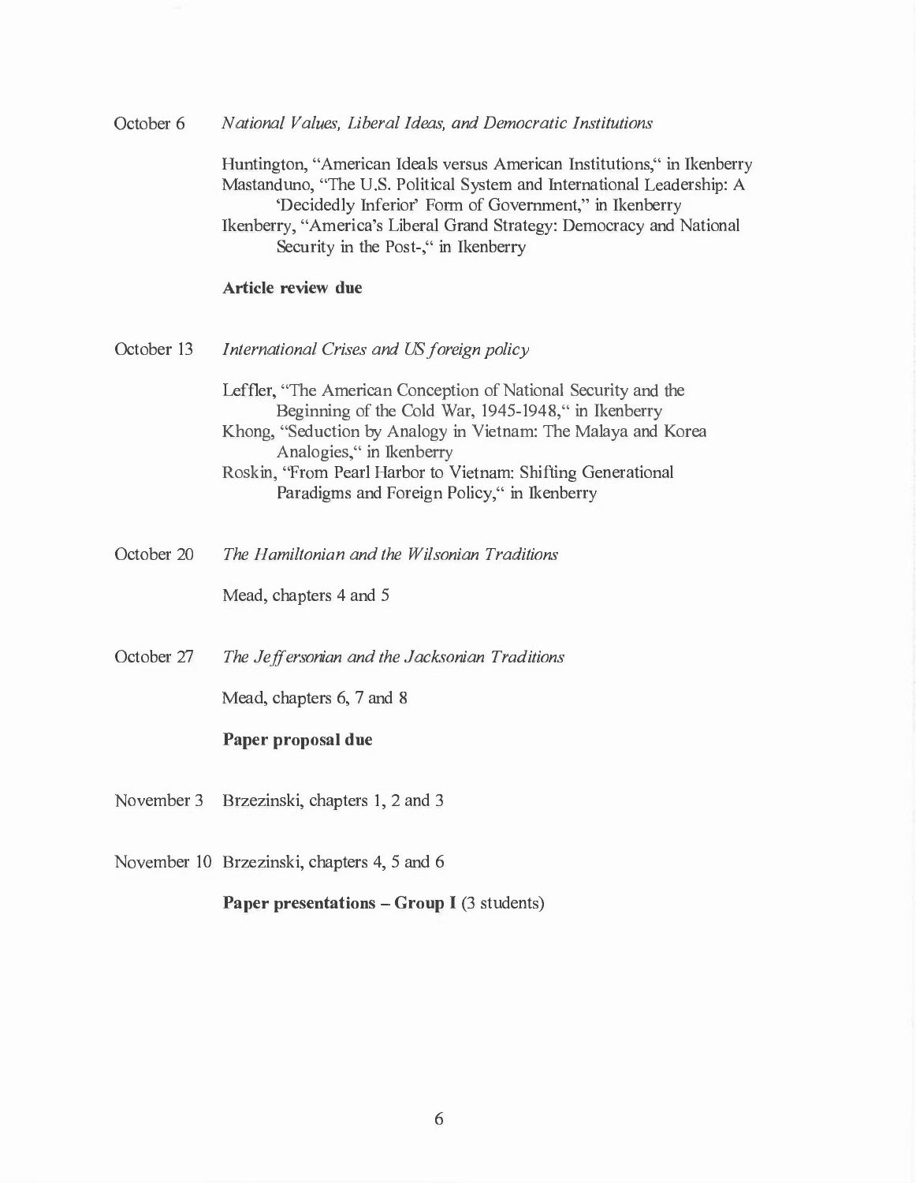October 6 *National Values, Liberal Ideas, and Democratic Institutions*

Huntington, "American Ideals versus American Institutions," in Ikenberry
Mastanduno, "The U.S. Political System and International Leadership: A 'Decidedly Inferior' Form of Government," in Ikenberry
Ikenberry, "America's Liberal Grand Strategy: Democracy and National Security in the Post-," in Ikenberry

**Article review due**

October 13 *International Crises and US foreign policy*

Leffler, "The American Conception of National Security and the Beginning of the Cold War, 1945-1948," in Ikenberry
Khong, "Seduction by Analogy in Vietnam: The Malaya and Korea Analogies," in Ikenberry
Roskin, "From Pearl Harbor to Vietnam: Shifting Generational Paradigms and Foreign Policy," in Ikenberry

October 20 *The Hamiltonian and the Wilsonian Traditions*

Mead, chapters 4 and 5

October 27 *The Jeffersonian and the Jacksonian Traditions*

Mead, chapters 6, 7 and 8

**Paper proposal due**

November 3 Brzezinski, chapters 1, 2 and 3

November 10 Brzezinski, chapters 4, 5 and 6

**Paper presentations – Group I** (3 students)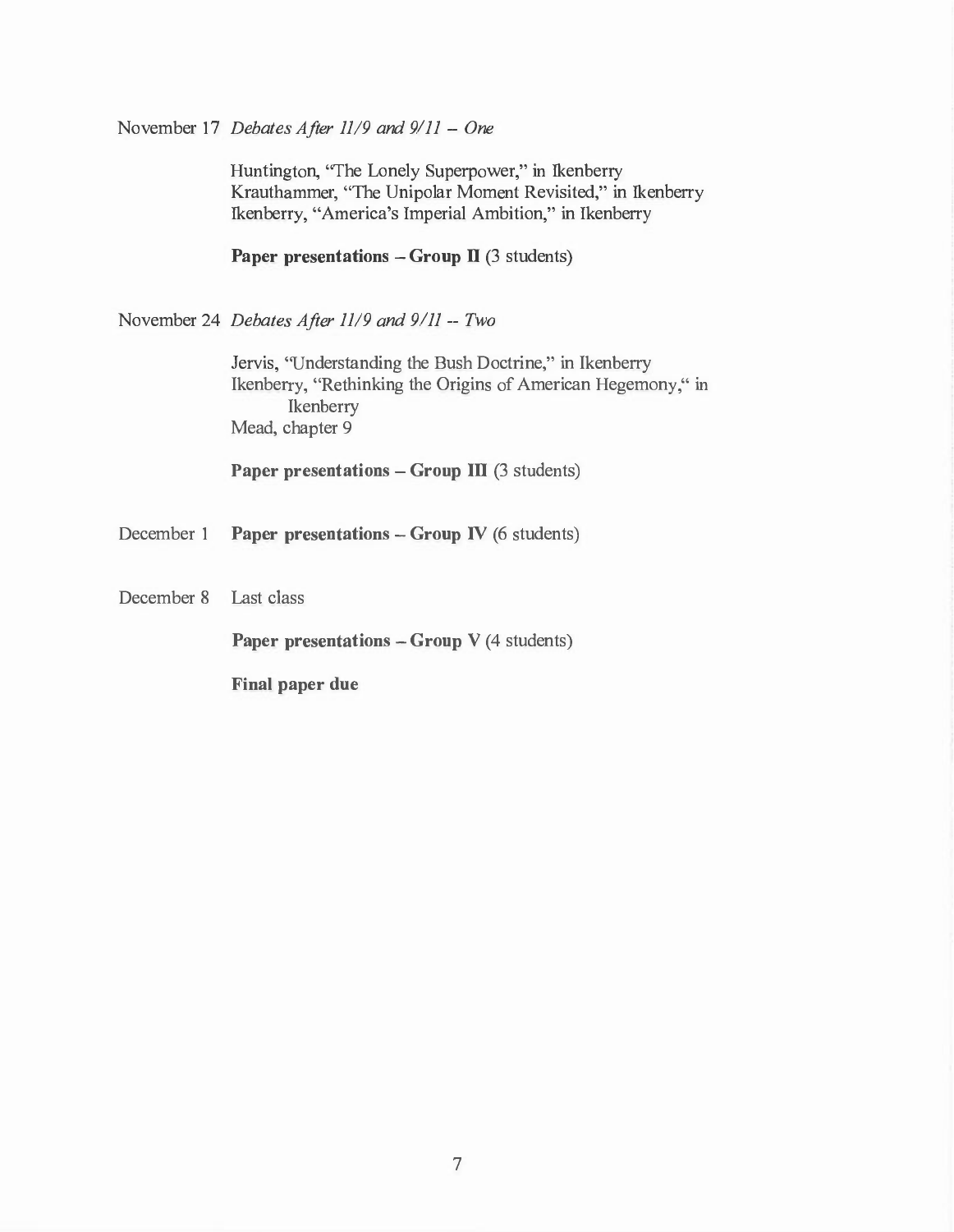November 17 *Debates After 11/9 and 9/11 – One*

Huntington, "The Lonely Superpower," in Ikenberry
Krauthammer, "The Unipolar Moment Revisited," in Ikenberry
Ikenberry, "America's Imperial Ambition," in Ikenberry

**Paper presentations – Group II** (3 students)

November 24 *Debates After 11/9 and 9/11 -- Two*

Jervis, "Understanding the Bush Doctrine," in Ikenberry
Ikenberry, "Rethinking the Origins of American Hegemony," in Ikenberry
Mead, chapter 9

**Paper presentations – Group III** (3 students)

December 1 **Paper presentations – Group IV** (6 students)

December 8 Last class

**Paper presentations – Group V** (4 students)

**Final paper due**